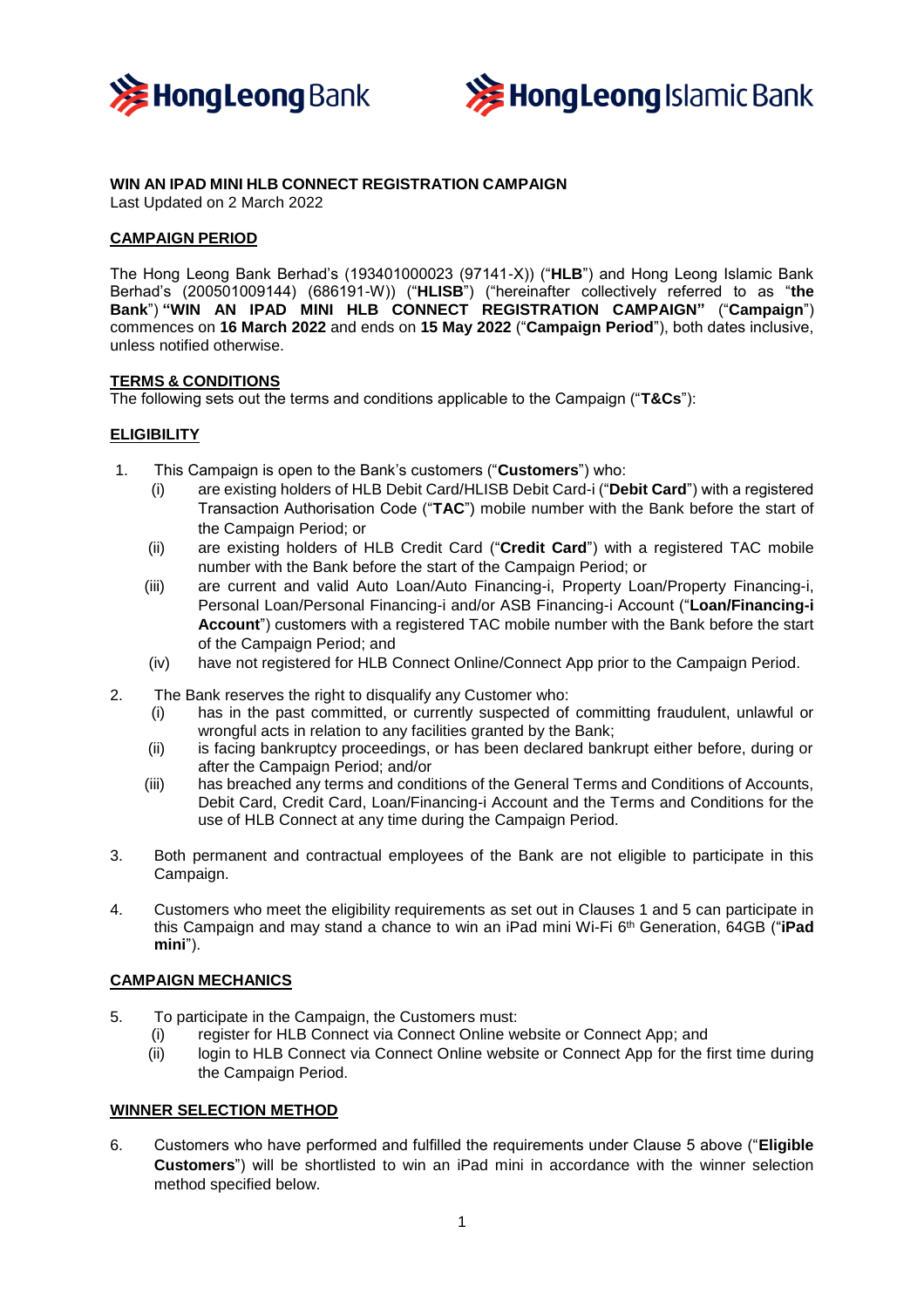**WIN AN IPAD MINI HLB CONNECT REGISTRATION CAMPAIGN**
Last Updated on 2 March 2022

**CAMPAIGN PERIOD**

The Hong Leong Bank Berhad's (193401000023 (97141-X)) ("**HLB**") and Hong Leong Islamic Bank Berhad's (200501009144) (686191-W)) ("**HLISB**") ("hereinafter collectively referred to as "**the Bank**") **"WIN AN IPAD MINI HLB CONNECT REGISTRATION CAMPAIGN"** ("**Campaign**") commences on **16 March 2022** and ends on **15 May 2022** ("**Campaign Period**"), both dates inclusive, unless notified otherwise.

**TERMS & CONDITIONS**

The following sets out the terms and conditions applicable to the Campaign ("**T&Cs**"):

**ELIGIBILITY**

1. This Campaign is open to the Bank's customers ("**Customers**") who:
   (i) are existing holders of HLB Debit Card/HLISB Debit Card-i ("**Debit Card**") with a registered Transaction Authorisation Code ("**TAC**") mobile number with the Bank before the start of the Campaign Period; or
   (ii) are existing holders of HLB Credit Card ("**Credit Card**") with a registered TAC mobile number with the Bank before the start of the Campaign Period; or
   (iii) are current and valid Auto Loan/Auto Financing-i, Property Loan/Property Financing-i, Personal Loan/Personal Financing-i and/or ASB Financing-i Account ("**Loan/Financing-i Account**") customers with a registered TAC mobile number with the Bank before the start of the Campaign Period; and
   (iv) have not registered for HLB Connect Online/Connect App prior to the Campaign Period.

2. The Bank reserves the right to disqualify any Customer who:
   (i) has in the past committed, or currently suspected of committing fraudulent, unlawful or wrongful acts in relation to any facilities granted by the Bank;
   (ii) is facing bankruptcy proceedings, or has been declared bankrupt either before, during or after the Campaign Period; and/or
   (iii) has breached any terms and conditions of the General Terms and Conditions of Accounts, Debit Card, Credit Card, Loan/Financing-i Account and the Terms and Conditions for the use of HLB Connect at any time during the Campaign Period.

3. Both permanent and contractual employees of the Bank are not eligible to participate in this Campaign.

4. Customers who meet the eligibility requirements as set out in Clauses 1 and 5 can participate in this Campaign and may stand a chance to win an iPad mini Wi-Fi 6th Generation, 64GB ("**iPad mini**").

**CAMPAIGN MECHANICS**

5. To participate in the Campaign, the Customers must:
   (i) register for HLB Connect via Connect Online website or Connect App; and
   (ii) login to HLB Connect via Connect Online website or Connect App for the first time during the Campaign Period.

**WINNER SELECTION METHOD**

6. Customers who have performed and fulfilled the requirements under Clause 5 above ("**Eligible Customers**") will be shortlisted to win an iPad mini in accordance with the winner selection method specified below.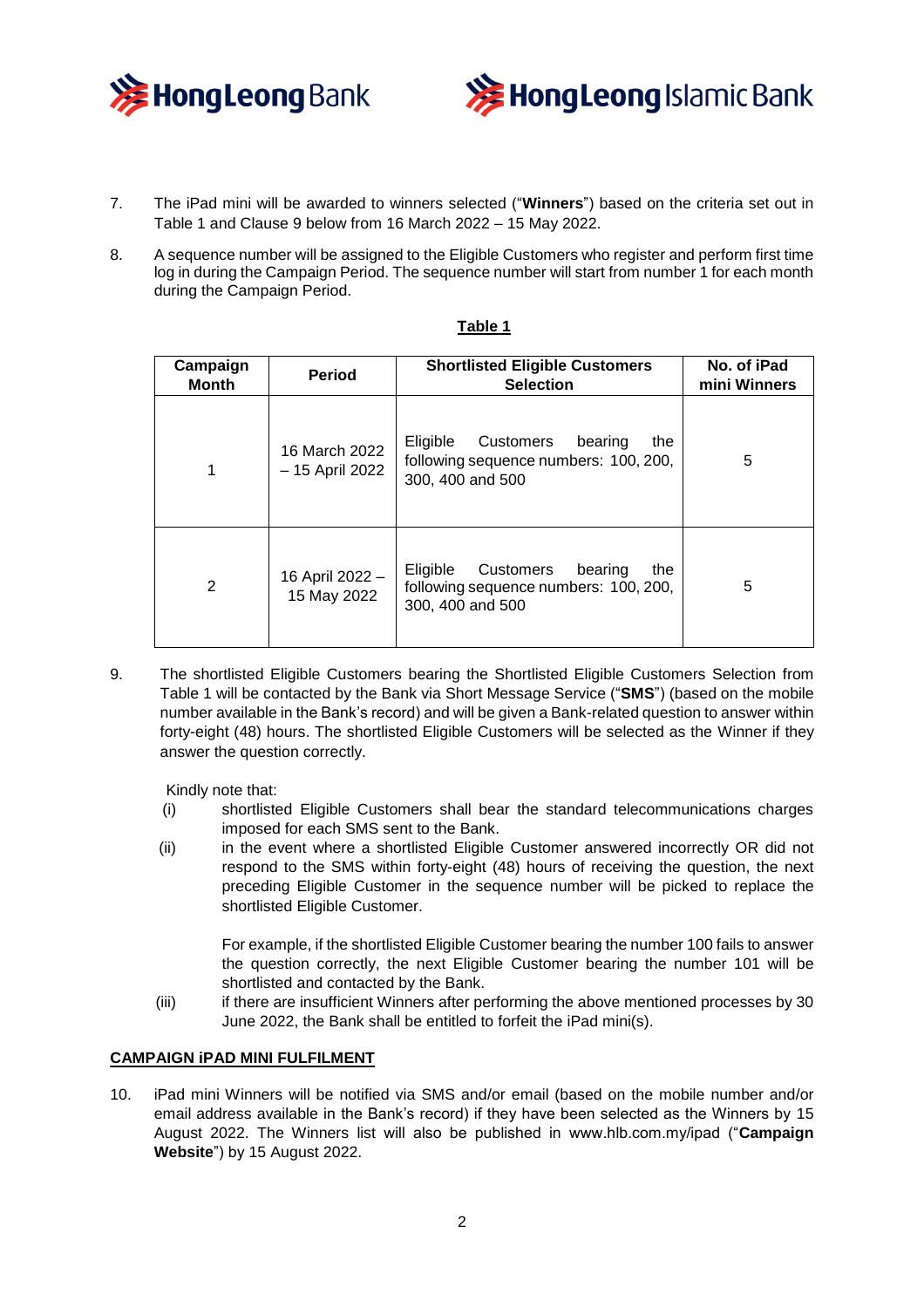7. The iPad mini will be awarded to winners selected ("**Winners**") based on the criteria set out in Table 1 and Clause 9 below from 16 March 2022 – 15 May 2022.

8. A sequence number will be assigned to the Eligible Customers who register and perform first time log in during the Campaign Period. The sequence number will start from number 1 for each month during the Campaign Period.

**Table 1**

| Campaign Month | Period | Shortlisted Eligible Customers Selection | No. of iPad mini Winners |
|---|---|---|---|
| 1 | 16 March 2022 – 15 April 2022 | Eligible Customers bearing the following sequence numbers: 100, 200, 300, 400 and 500 | 5 |
| 2 | 16 April 2022 – 15 May 2022 | Eligible Customers bearing the following sequence numbers: 100, 200, 300, 400 and 500 | 5 |

9. The shortlisted Eligible Customers bearing the Shortlisted Eligible Customers Selection from Table 1 will be contacted by the Bank via Short Message Service ("**SMS**") (based on the mobile number available in the Bank's record) and will be given a Bank-related question to answer within forty-eight (48) hours. The shortlisted Eligible Customers will be selected as the Winner if they answer the question correctly.

   Kindly note that:

   (i) shortlisted Eligible Customers shall bear the standard telecommunications charges imposed for each SMS sent to the Bank.

   (ii) in the event where a shortlisted Eligible Customer answered incorrectly OR did not respond to the SMS within forty-eight (48) hours of receiving the question, the next preceding Eligible Customer in the sequence number will be picked to replace the shortlisted Eligible Customer.

   For example, if the shortlisted Eligible Customer bearing the number 100 fails to answer the question correctly, the next Eligible Customer bearing the number 101 will be shortlisted and contacted by the Bank.

   (iii) if there are insufficient Winners after performing the above mentioned processes by 30 June 2022, the Bank shall be entitled to forfeit the iPad mini(s).

## CAMPAIGN iPAD MINI FULFILMENT

10. iPad mini Winners will be notified via SMS and/or email (based on the mobile number and/or email address available in the Bank's record) if they have been selected as the Winners by 15 August 2022. The Winners list will also be published in www.hlb.com.my/ipad ("**Campaign Website**") by 15 August 2022.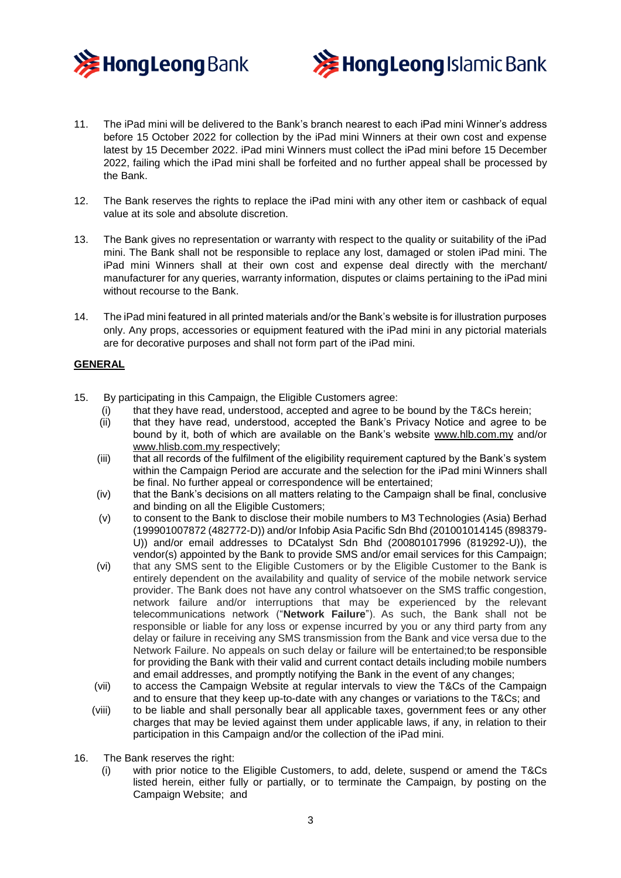11. The iPad mini will be delivered to the Bank's branch nearest to each iPad mini Winner's address before 15 October 2022 for collection by the iPad mini Winners at their own cost and expense latest by 15 December 2022. iPad mini Winners must collect the iPad mini before 15 December 2022, failing which the iPad mini shall be forfeited and no further appeal shall be processed by the Bank.

12. The Bank reserves the rights to replace the iPad mini with any other item or cashback of equal value at its sole and absolute discretion.

13. The Bank gives no representation or warranty with respect to the quality or suitability of the iPad mini. The Bank shall not be responsible to replace any lost, damaged or stolen iPad mini. The iPad mini Winners shall at their own cost and expense deal directly with the merchant/ manufacturer for any queries, warranty information, disputes or claims pertaining to the iPad mini without recourse to the Bank.

14. The iPad mini featured in all printed materials and/or the Bank's website is for illustration purposes only. Any props, accessories or equipment featured with the iPad mini in any pictorial materials are for decorative purposes and shall not form part of the iPad mini.

**GENERAL**

15. By participating in this Campaign, the Eligible Customers agree:
    (i) that they have read, understood, accepted and agree to be bound by the T&Cs herein;
    (ii) that they have read, understood, accepted the Bank's Privacy Notice and agree to be bound by it, both of which are available on the Bank's website www.hlb.com.my and/or www.hlisb.com.my respectively;
    (iii) that all records of the fulfilment of the eligibility requirement captured by the Bank's system within the Campaign Period are accurate and the selection for the iPad mini Winners shall be final. No further appeal or correspondence will be entertained;
    (iv) that the Bank's decisions on all matters relating to the Campaign shall be final, conclusive and binding on all the Eligible Customers;
    (v) to consent to the Bank to disclose their mobile numbers to M3 Technologies (Asia) Berhad (199901007872 (482772-D)) and/or Infobip Asia Pacific Sdn Bhd (201001014145 (898379-U)) and/or email addresses to DCatalyst Sdn Bhd (200801017996 (819292-U)), the vendor(s) appointed by the Bank to provide SMS and/or email services for this Campaign;
    (vi) that any SMS sent to the Eligible Customers or by the Eligible Customer to the Bank is entirely dependent on the availability and quality of service of the mobile network service provider. The Bank does not have any control whatsoever on the SMS traffic congestion, network failure and/or interruptions that may be experienced by the relevant telecommunications network ("**Network Failure**"). As such, the Bank shall not be responsible or liable for any loss or expense incurred by you or any third party from any delay or failure in receiving any SMS transmission from the Bank and vice versa due to the Network Failure. No appeals on such delay or failure will be entertained;to be responsible for providing the Bank with their valid and current contact details including mobile numbers and email addresses, and promptly notifying the Bank in the event of any changes;
    (vii) to access the Campaign Website at regular intervals to view the T&Cs of the Campaign and to ensure that they keep up-to-date with any changes or variations to the T&Cs; and
    (viii) to be liable and shall personally bear all applicable taxes, government fees or any other charges that may be levied against them under applicable laws, if any, in relation to their participation in this Campaign and/or the collection of the iPad mini.

16. The Bank reserves the right:
    (i) with prior notice to the Eligible Customers, to add, delete, suspend or amend the T&Cs listed herein, either fully or partially, or to terminate the Campaign, by posting on the Campaign Website; and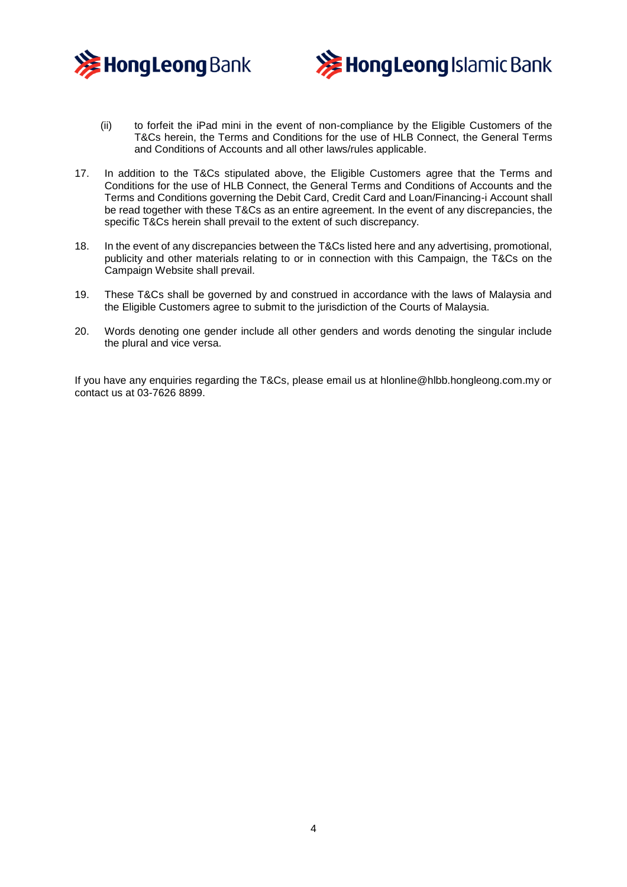(ii) to forfeit the iPad mini in the event of non-compliance by the Eligible Customers of the T&Cs herein, the Terms and Conditions for the use of HLB Connect, the General Terms and Conditions of Accounts and all other laws/rules applicable.

17. In addition to the T&Cs stipulated above, the Eligible Customers agree that the Terms and Conditions for the use of HLB Connect, the General Terms and Conditions of Accounts and the Terms and Conditions governing the Debit Card, Credit Card and Loan/Financing-i Account shall be read together with these T&Cs as an entire agreement. In the event of any discrepancies, the specific T&Cs herein shall prevail to the extent of such discrepancy.

18. In the event of any discrepancies between the T&Cs listed here and any advertising, promotional, publicity and other materials relating to or in connection with this Campaign, the T&Cs on the Campaign Website shall prevail.

19. These T&Cs shall be governed by and construed in accordance with the laws of Malaysia and the Eligible Customers agree to submit to the jurisdiction of the Courts of Malaysia.

20. Words denoting one gender include all other genders and words denoting the singular include the plural and vice versa.

If you have any enquiries regarding the T&Cs, please email us at hlonline@hlbb.hongleong.com.my or contact us at 03-7626 8899.